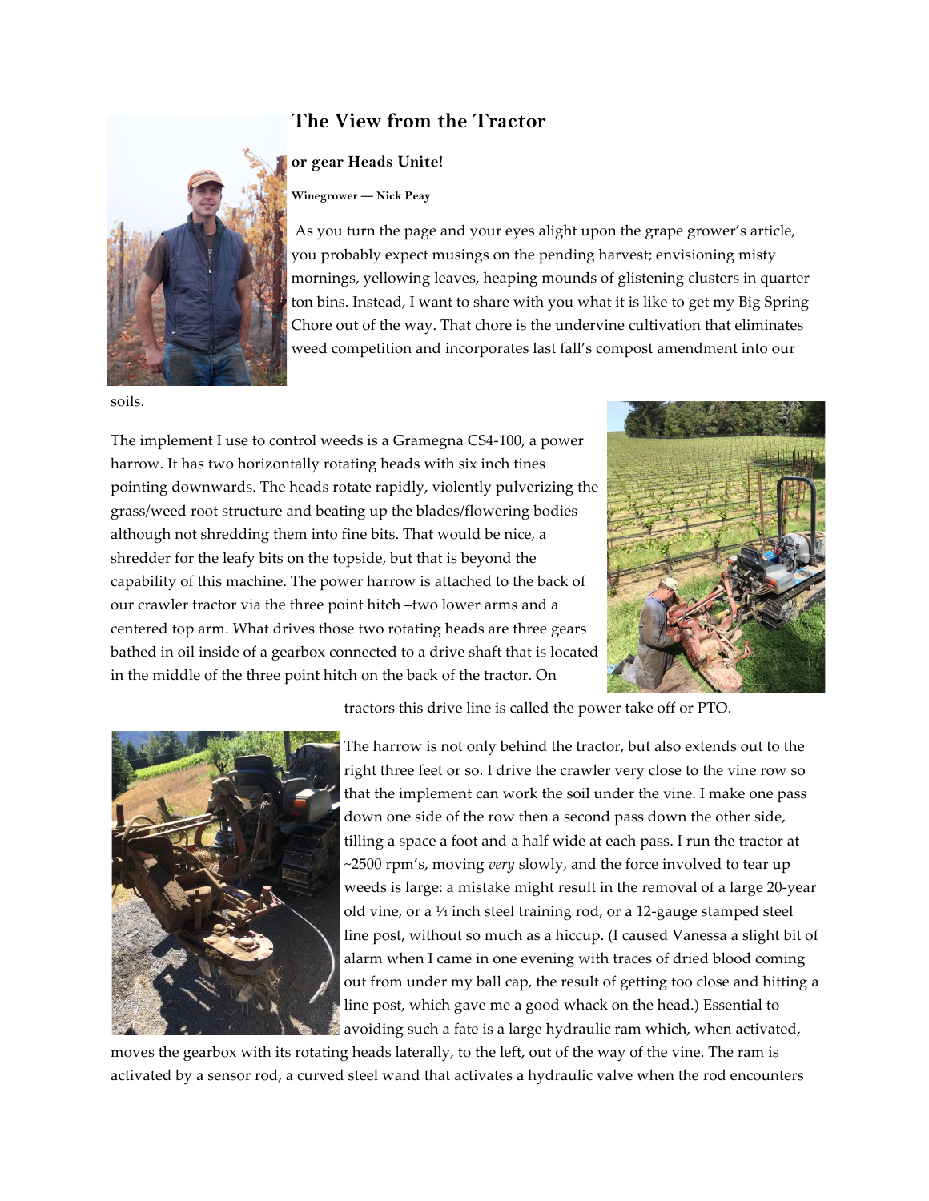# The View from the Tractor

### or gear Heads Unite!

**Winegrower — Nick Peay**

As you turn the page and your eyes alight upon the grape grower's article, you probably expect musings on the pending harvest; envisioning misty mornings, yellowing leaves, heaping mounds of glistening clusters in quarter ton bins. Instead, I want to share with you what it is like to get my Big Spring Chore out of the way. That chore is the undervine cultivation that eliminates weed competition and incorporates last fall's compost amendment into our soils.

The implement I use to control weeds is a Gramegna CS4-100, a power harrow. It has two horizontally rotating heads with six inch tines pointing downwards. The heads rotate rapidly, violently pulverizing the grass/weed root structure and beating up the blades/flowering bodies although not shredding them into fine bits. That would be nice, a shredder for the leafy bits on the topside, but that is beyond the capability of this machine. The power harrow is attached to the back of our crawler tractor via the three point hitch –two lower arms and a centered top arm. What drives those two rotating heads are three gears bathed in oil inside of a gearbox connected to a drive shaft that is located in the middle of the three point hitch on the back of the tractor. On tractors this drive line is called the power take off or PTO.

The harrow is not only behind the tractor, but also extends out to the right three feet or so. I drive the crawler very close to the vine row so that the implement can work the soil under the vine. I make one pass down one side of the row then a second pass down the other side, tilling a space a foot and a half wide at each pass. I run the tractor at ~2500 rpm's, moving *very* slowly, and the force involved to tear up weeds is large: a mistake might result in the removal of a large 20-year old vine, or a ¼ inch steel training rod, or a 12-gauge stamped steel line post, without so much as a hiccup. (I caused Vanessa a slight bit of alarm when I came in one evening with traces of dried blood coming out from under my ball cap, the result of getting too close and hitting a line post, which gave me a good whack on the head.) Essential to avoiding such a fate is a large hydraulic ram which, when activated, moves the gearbox with its rotating heads laterally, to the left, out of the way of the vine. The ram is activated by a sensor rod, a curved steel wand that activates a hydraulic valve when the rod encounters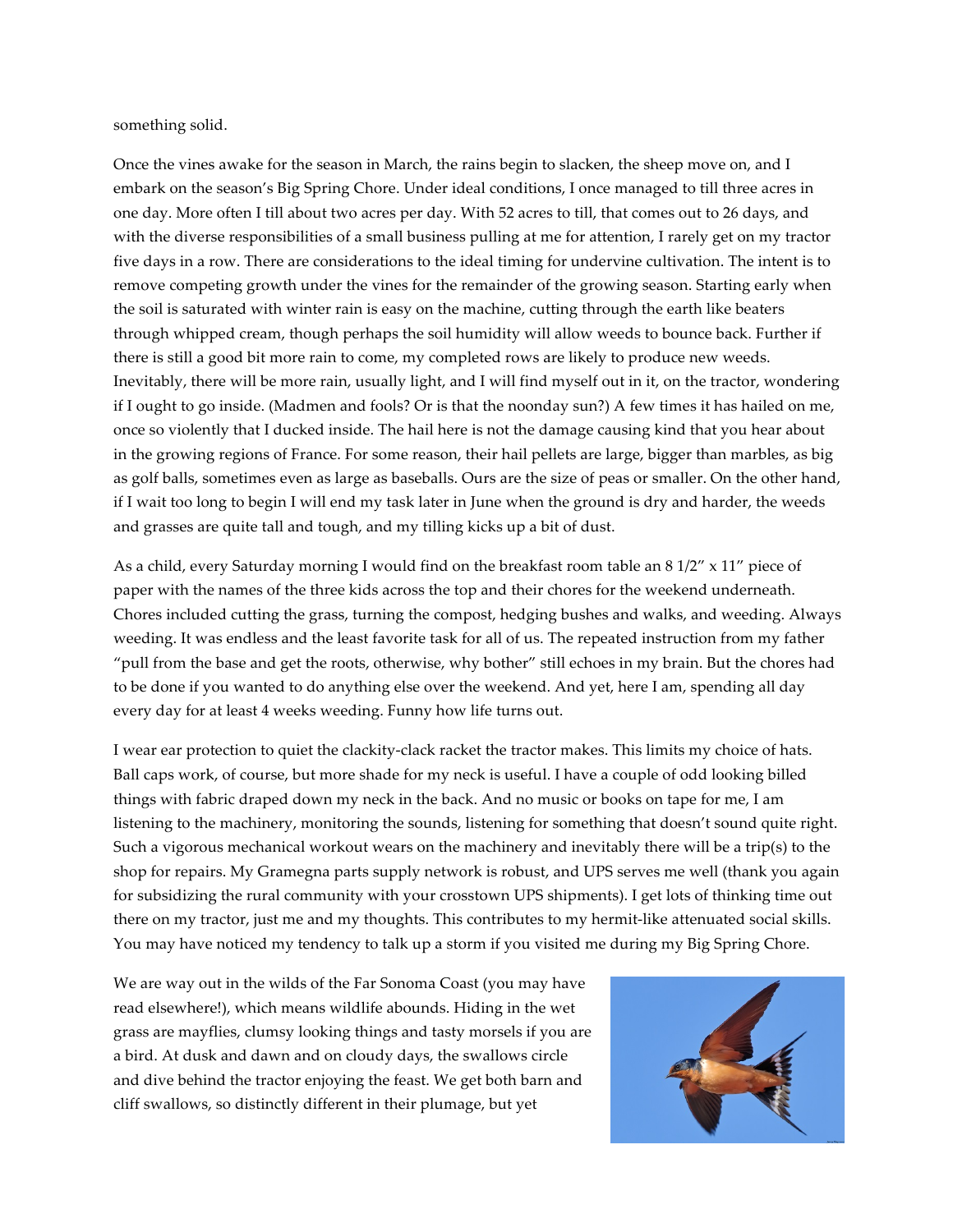something solid.

Once the vines awake for the season in March, the rains begin to slacken, the sheep move on, and I embark on the season's Big Spring Chore. Under ideal conditions, I once managed to till three acres in one day. More often I till about two acres per day. With 52 acres to till, that comes out to 26 days, and with the diverse responsibilities of a small business pulling at me for attention, I rarely get on my tractor five days in a row. There are considerations to the ideal timing for undervine cultivation. The intent is to remove competing growth under the vines for the remainder of the growing season. Starting early when the soil is saturated with winter rain is easy on the machine, cutting through the earth like beaters through whipped cream, though perhaps the soil humidity will allow weeds to bounce back. Further if there is still a good bit more rain to come, my completed rows are likely to produce new weeds. Inevitably, there will be more rain, usually light, and I will find myself out in it, on the tractor, wondering if I ought to go inside. (Madmen and fools? Or is that the noonday sun?) A few times it has hailed on me, once so violently that I ducked inside. The hail here is not the damage causing kind that you hear about in the growing regions of France. For some reason, their hail pellets are large, bigger than marbles, as big as golf balls, sometimes even as large as baseballs. Ours are the size of peas or smaller. On the other hand, if I wait too long to begin I will end my task later in June when the ground is dry and harder, the weeds and grasses are quite tall and tough, and my tilling kicks up a bit of dust.

As a child, every Saturday morning I would find on the breakfast room table an 8 1/2" x 11" piece of paper with the names of the three kids across the top and their chores for the weekend underneath. Chores included cutting the grass, turning the compost, hedging bushes and walks, and weeding. Always weeding. It was endless and the least favorite task for all of us. The repeated instruction from my father "pull from the base and get the roots, otherwise, why bother" still echoes in my brain. But the chores had to be done if you wanted to do anything else over the weekend. And yet, here I am, spending all day every day for at least 4 weeks weeding. Funny how life turns out.

I wear ear protection to quiet the clackity-clack racket the tractor makes. This limits my choice of hats. Ball caps work, of course, but more shade for my neck is useful. I have a couple of odd looking billed things with fabric draped down my neck in the back. And no music or books on tape for me, I am listening to the machinery, monitoring the sounds, listening for something that doesn't sound quite right. Such a vigorous mechanical workout wears on the machinery and inevitably there will be a trip(s) to the shop for repairs. My Gramegna parts supply network is robust, and UPS serves me well (thank you again for subsidizing the rural community with your crosstown UPS shipments). I get lots of thinking time out there on my tractor, just me and my thoughts. This contributes to my hermit-like attenuated social skills. You may have noticed my tendency to talk up a storm if you visited me during my Big Spring Chore.

We are way out in the wilds of the Far Sonoma Coast (you may have read elsewhere!), which means wildlife abounds. Hiding in the wet grass are mayflies, clumsy looking things and tasty morsels if you are a bird. At dusk and dawn and on cloudy days, the swallows circle and dive behind the tractor enjoying the feast. We get both barn and cliff swallows, so distinctly different in their plumage, but yet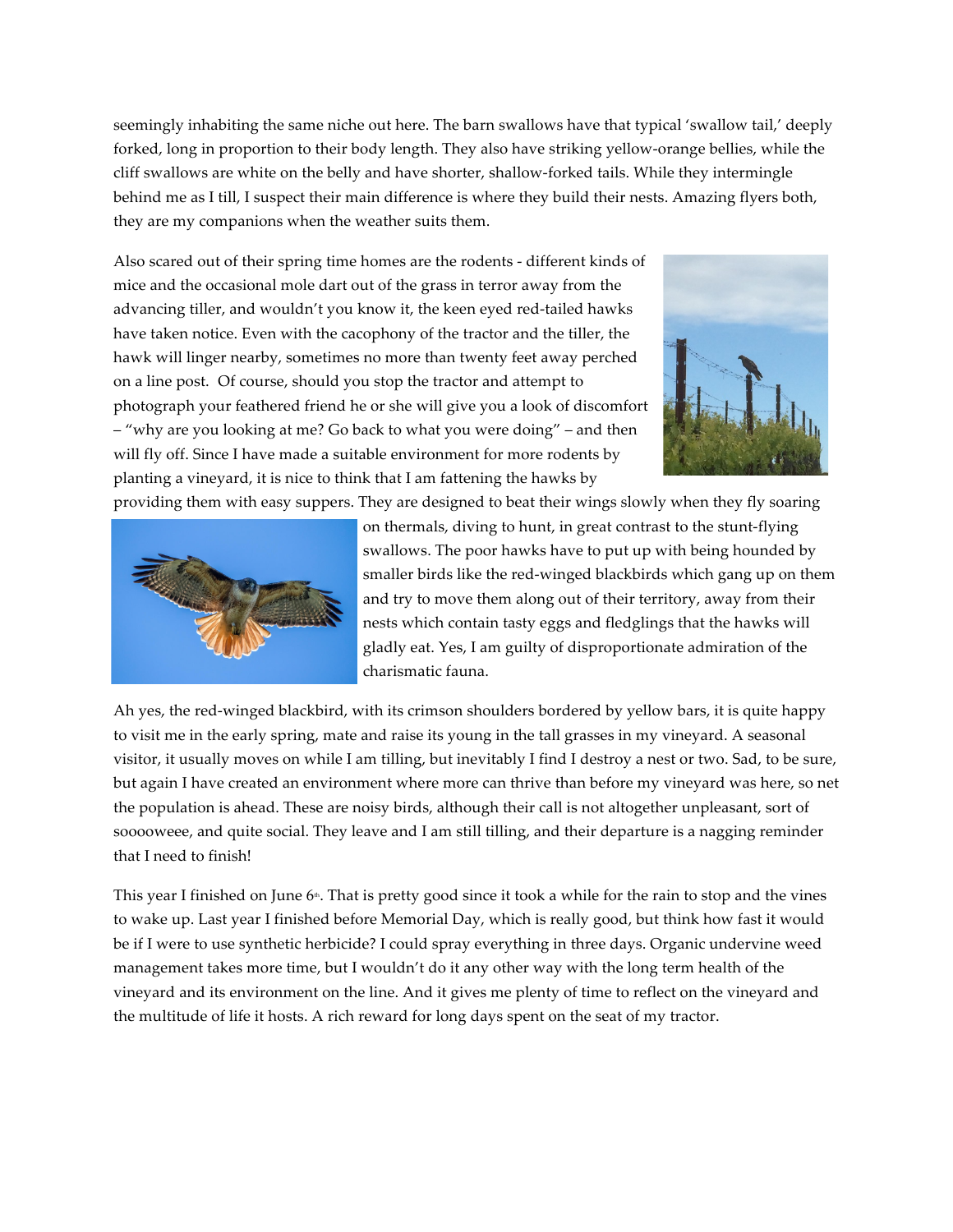seemingly inhabiting the same niche out here. The barn swallows have that typical 'swallow tail,' deeply forked, long in proportion to their body length. They also have striking yellow-orange bellies, while the cliff swallows are white on the belly and have shorter, shallow-forked tails. While they intermingle behind me as I till, I suspect their main difference is where they build their nests. Amazing flyers both, they are my companions when the weather suits them.

Also scared out of their spring time homes are the rodents - different kinds of mice and the occasional mole dart out of the grass in terror away from the advancing tiller, and wouldn't you know it, the keen eyed red-tailed hawks have taken notice. Even with the cacophony of the tractor and the tiller, the hawk will linger nearby, sometimes no more than twenty feet away perched on a line post. Of course, should you stop the tractor and attempt to photograph your feathered friend he or she will give you a look of discomfort – "why are you looking at me? Go back to what you were doing" – and then will fly off. Since I have made a suitable environment for more rodents by planting a vineyard, it is nice to think that I am fattening the hawks by providing them with easy suppers. They are designed to beat their wings slowly when they fly soaring on thermals, diving to hunt, in great contrast to the stunt-flying swallows. The poor hawks have to put up with being hounded by smaller birds like the red-winged blackbirds which gang up on them and try to move them along out of their territory, away from their nests which contain tasty eggs and fledglings that the hawks will gladly eat. Yes, I am guilty of disproportionate admiration of the charismatic fauna.

Ah yes, the red-winged blackbird, with its crimson shoulders bordered by yellow bars, it is quite happy to visit me in the early spring, mate and raise its young in the tall grasses in my vineyard. A seasonal visitor, it usually moves on while I am tilling, but inevitably I find I destroy a nest or two. Sad, to be sure, but again I have created an environment where more can thrive than before my vineyard was here, so net the population is ahead. These are noisy birds, although their call is not altogether unpleasant, sort of soooweee, and quite social. They leave and I am still tilling, and their departure is a nagging reminder that I need to finish!

This year I finished on June 6th. That is pretty good since it took a while for the rain to stop and the vines to wake up. Last year I finished before Memorial Day, which is really good, but think how fast it would be if I were to use synthetic herbicide? I could spray everything in three days. Organic undervine weed management takes more time, but I wouldn't do it any other way with the long term health of the vineyard and its environment on the line. And it gives me plenty of time to reflect on the vineyard and the multitude of life it hosts. A rich reward for long days spent on the seat of my tractor.